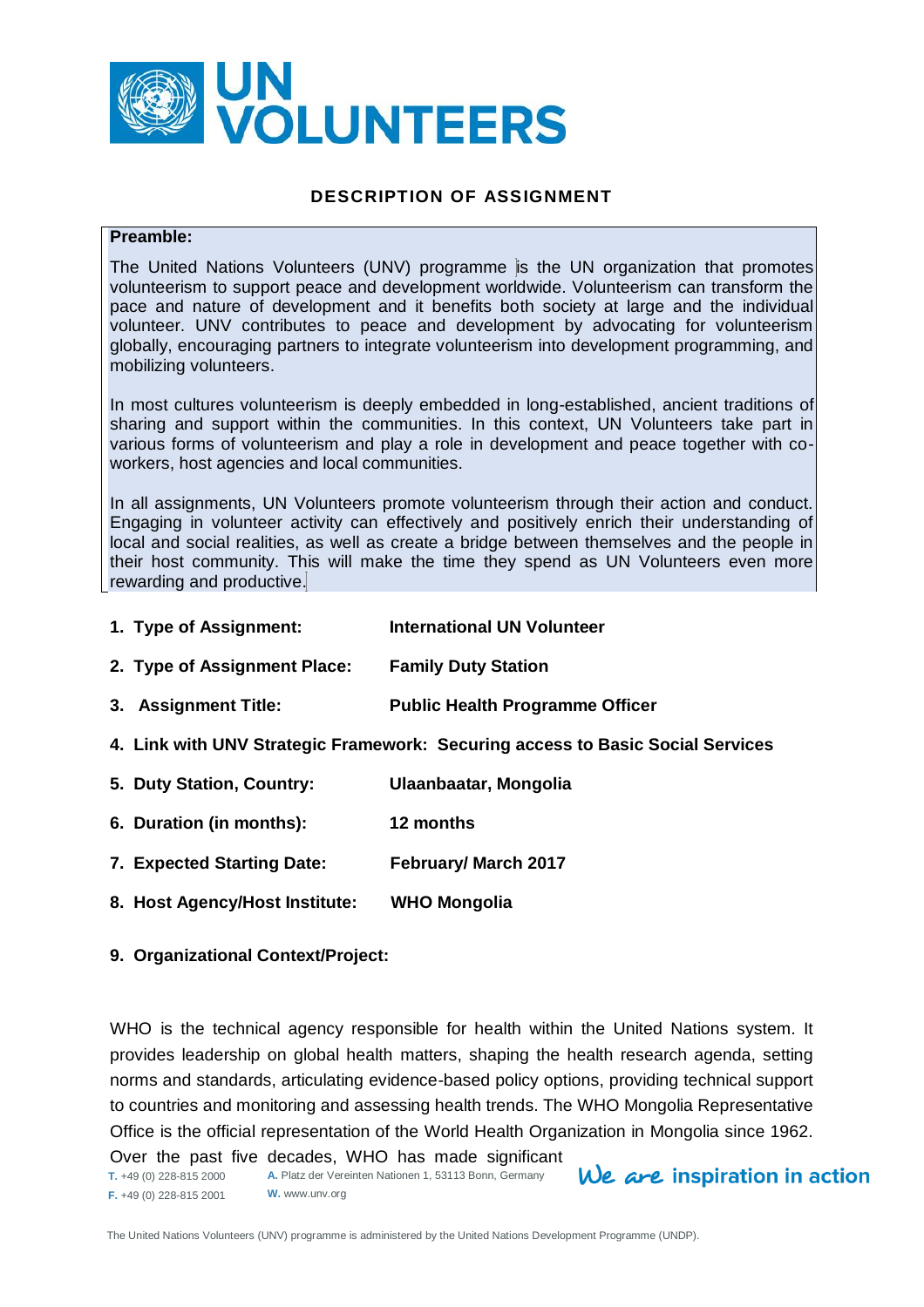# UN VOLUNTEERS

## DESCRIPTION OF ASSIGNMENT

**Preamble:**

The United Nations Volunteers (UNV) programme is the UN organization that promotes volunteerism to support peace and development worldwide. Volunteerism can transform the pace and nature of development and it benefits both society at large and the individual volunteer. UNV contributes to peace and development by advocating for volunteerism globally, encouraging partners to integrate volunteerism into development programming, and mobilizing volunteers.

In most cultures volunteerism is deeply embedded in long-established, ancient traditions of sharing and support within the communities. In this context, UN Volunteers take part in various forms of volunteerism and play a role in development and peace together with co-workers, host agencies and local communities.

In all assignments, UN Volunteers promote volunteerism through their action and conduct. Engaging in volunteer activity can effectively and positively enrich their understanding of local and social realities, as well as create a bridge between themselves and the people in their host community. This will make the time they spend as UN Volunteers even more rewarding and productive.

1. **Type of Assignment:** **International UN Volunteer**
2. **Type of Assignment Place:** **Family Duty Station**
3. **Assignment Title:** **Public Health Programme Officer**
4. **Link with UNV Strategic Framework: Securing access to Basic Social Services**
5. **Duty Station, Country:** **Ulaanbaatar, Mongolia**
6. **Duration (in months):** **12 months**
7. **Expected Starting Date:** **February/ March 2017**
8. **Host Agency/Host Institute:** **WHO Mongolia**
9. **Organizational Context/Project:**

WHO is the technical agency responsible for health within the United Nations system. It provides leadership on global health matters, shaping the health research agenda, setting norms and standards, articulating evidence-based policy options, providing technical support to countries and monitoring and assessing health trends. The WHO Mongolia Representative Office is the official representation of the World Health Organization in Mongolia since 1962. Over the past five decades, WHO has made significant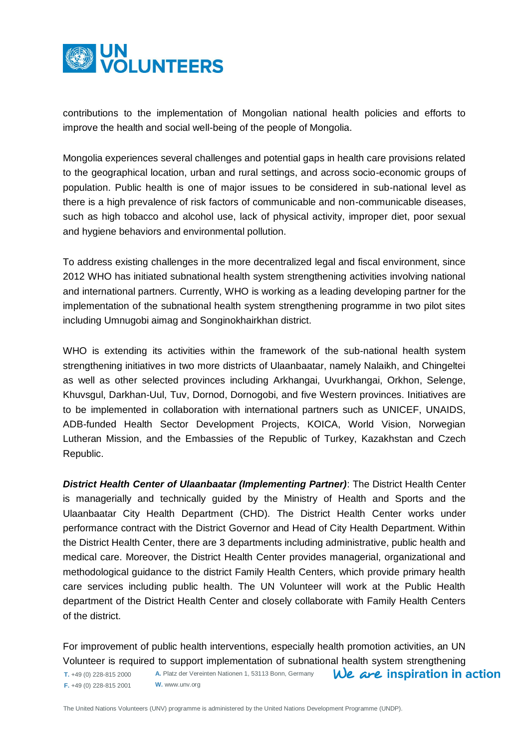contributions to the implementation of Mongolian national health policies and efforts to improve the health and social well-being of the people of Mongolia.

Mongolia experiences several challenges and potential gaps in health care provisions related to the geographical location, urban and rural settings, and across socio-economic groups of population. Public health is one of major issues to be considered in sub-national level as there is a high prevalence of risk factors of communicable and non-communicable diseases, such as high tobacco and alcohol use, lack of physical activity, improper diet, poor sexual and hygiene behaviors and environmental pollution.

To address existing challenges in the more decentralized legal and fiscal environment, since 2012 WHO has initiated subnational health system strengthening activities involving national and international partners. Currently, WHO is working as a leading developing partner for the implementation of the subnational health system strengthening programme in two pilot sites including Umnugobi aimag and Songinokhairkhan district.

WHO is extending its activities within the framework of the sub-national health system strengthening initiatives in two more districts of Ulaanbaatar, namely Nalaikh, and Chingeltei as well as other selected provinces including Arkhangai, Uvurkhangai, Orkhon, Selenge, Khuvsgul, Darkhan-Uul, Tuv, Dornod, Dornogobi, and five Western provinces. Initiatives are to be implemented in collaboration with international partners such as UNICEF, UNAIDS, ADB-funded Health Sector Development Projects, KOICA, World Vision, Norwegian Lutheran Mission, and the Embassies of the Republic of Turkey, Kazakhstan and Czech Republic.

***District Health Center of Ulaanbaatar (Implementing Partner)***: The District Health Center is managerially and technically guided by the Ministry of Health and Sports and the Ulaanbaatar City Health Department (CHD). The District Health Center works under performance contract with the District Governor and Head of City Health Department. Within the District Health Center, there are 3 departments including administrative, public health and medical care. Moreover, the District Health Center provides managerial, organizational and methodological guidance to the district Family Health Centers, which provide primary health care services including public health. The UN Volunteer will work at the Public Health department of the District Health Center and closely collaborate with Family Health Centers of the district.

For improvement of public health interventions, especially health promotion activities, an UN Volunteer is required to support implementation of subnational health system strengthening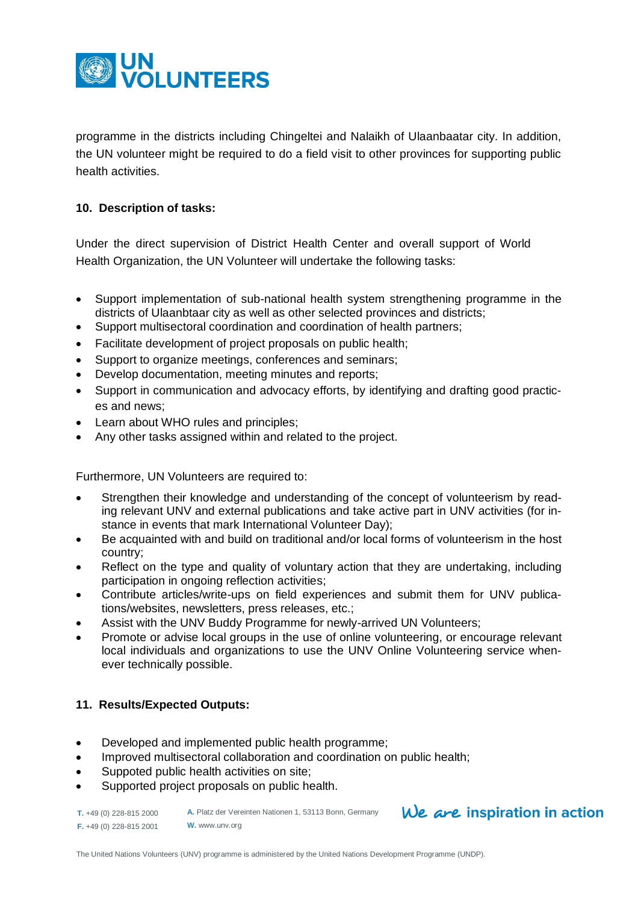programme in the districts including Chingeltei and Nalaikh of Ulaanbaatar city. In addition, the UN volunteer might be required to do a field visit to other provinces for supporting public health activities.

## 10. Description of tasks:

Under the direct supervision of District Health Center and overall support of World Health Organization, the UN Volunteer will undertake the following tasks:

- Support implementation of sub-national health system strengthening programme in the districts of Ulaanbtaar city as well as other selected provinces and districts;
- Support multisectoral coordination and coordination of health partners;
- Facilitate development of project proposals on public health;
- Support to organize meetings, conferences and seminars;
- Develop documentation, meeting minutes and reports;
- Support in communication and advocacy efforts, by identifying and drafting good practices and news;
- Learn about WHO rules and principles;
- Any other tasks assigned within and related to the project.

Furthermore, UN Volunteers are required to:

- Strengthen their knowledge and understanding of the concept of volunteerism by reading relevant UNV and external publications and take active part in UNV activities (for instance in events that mark International Volunteer Day);
- Be acquainted with and build on traditional and/or local forms of volunteerism in the host country;
- Reflect on the type and quality of voluntary action that they are undertaking, including participation in ongoing reflection activities;
- Contribute articles/write-ups on field experiences and submit them for UNV publications/websites, newsletters, press releases, etc.;
- Assist with the UNV Buddy Programme for newly-arrived UN Volunteers;
- Promote or advise local groups in the use of online volunteering, or encourage relevant local individuals and organizations to use the UNV Online Volunteering service whenever technically possible.

## 11. Results/Expected Outputs:

- Developed and implemented public health programme;
- Improved multisectoral collaboration and coordination on public health;
- Suppoted public health activities on site;
- Supported project proposals on public health.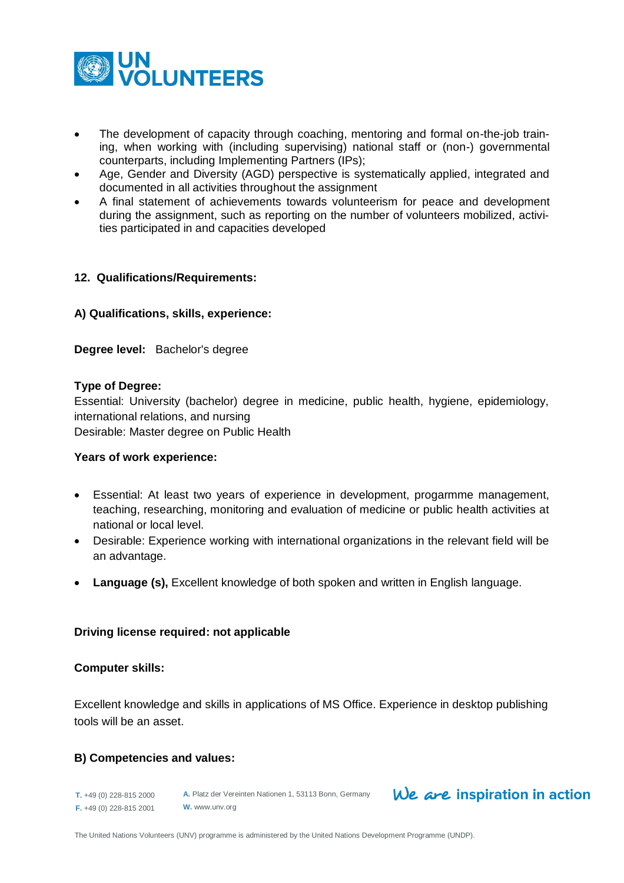- The development of capacity through coaching, mentoring and formal on-the-job training, when working with (including supervising) national staff or (non-) governmental counterparts, including Implementing Partners (IPs);
- Age, Gender and Diversity (AGD) perspective is systematically applied, integrated and documented in all activities throughout the assignment
- A final statement of achievements towards volunteerism for peace and development during the assignment, such as reporting on the number of volunteers mobilized, activities participated in and capacities developed

**12. Qualifications/Requirements:**

**A) Qualifications, skills, experience:**

**Degree level:** Bachelor's degree

**Type of Degree:**
Essential: University (bachelor) degree in medicine, public health, hygiene, epidemiology, international relations, and nursing
Desirable: Master degree on Public Health

**Years of work experience:**

- Essential: At least two years of experience in development, progarmme management, teaching, researching, monitoring and evaluation of medicine or public health activities at national or local level.
- Desirable: Experience working with international organizations in the relevant field will be an advantage.
- **Language (s),** Excellent knowledge of both spoken and written in English language.

**Driving license required: not applicable**

**Computer skills:**

Excellent knowledge and skills in applications of MS Office. Experience in desktop publishing tools will be an asset.

**B) Competencies and values:**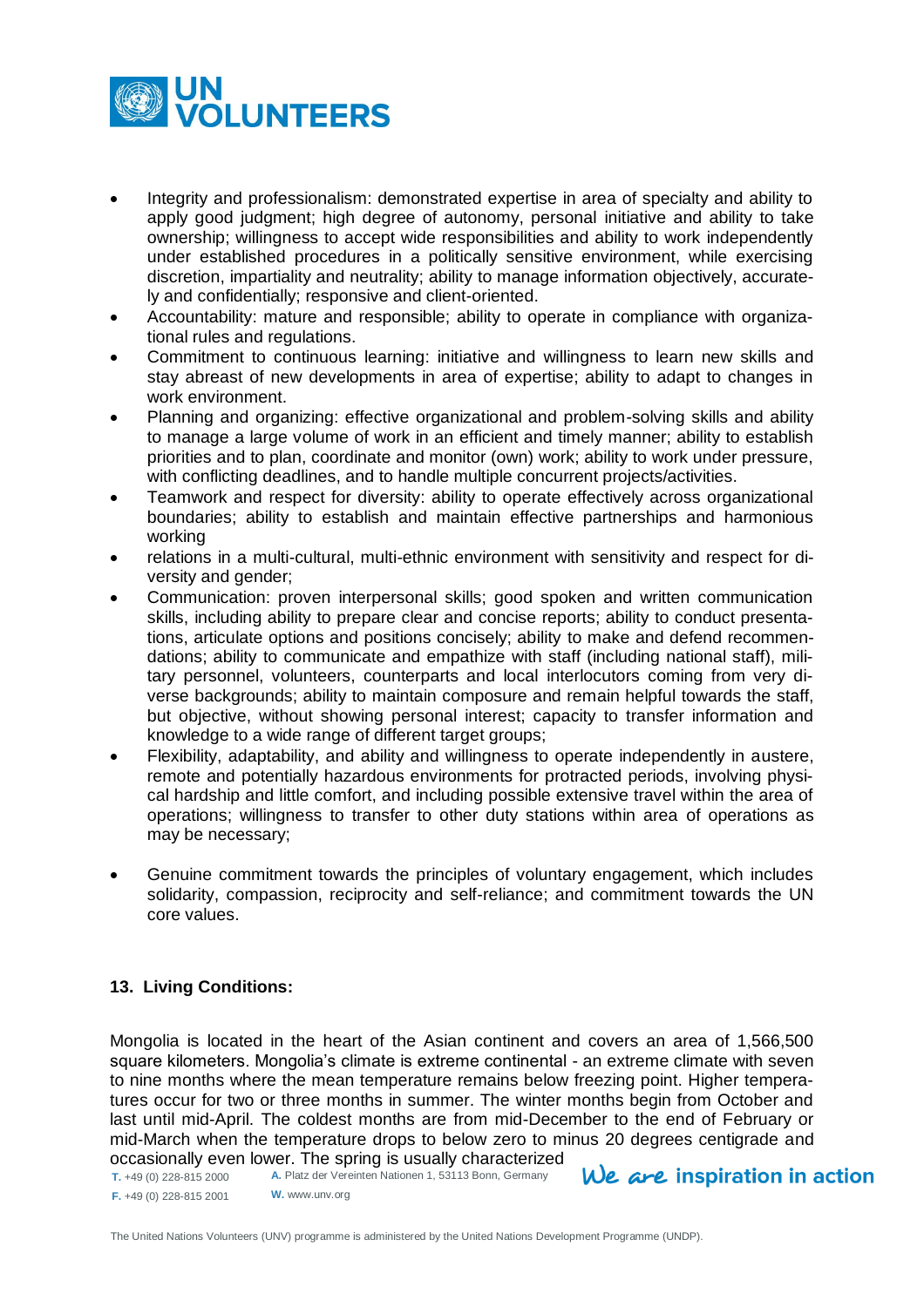- Integrity and professionalism: demonstrated expertise in area of specialty and ability to apply good judgment; high degree of autonomy, personal initiative and ability to take ownership; willingness to accept wide responsibilities and ability to work independently under established procedures in a politically sensitive environment, while exercising discretion, impartiality and neutrality; ability to manage information objectively, accurately and confidentially; responsive and client-oriented.
- Accountability: mature and responsible; ability to operate in compliance with organizational rules and regulations.
- Commitment to continuous learning: initiative and willingness to learn new skills and stay abreast of new developments in area of expertise; ability to adapt to changes in work environment.
- Planning and organizing: effective organizational and problem-solving skills and ability to manage a large volume of work in an efficient and timely manner; ability to establish priorities and to plan, coordinate and monitor (own) work; ability to work under pressure, with conflicting deadlines, and to handle multiple concurrent projects/activities.
- Teamwork and respect for diversity: ability to operate effectively across organizational boundaries; ability to establish and maintain effective partnerships and harmonious working
- relations in a multi-cultural, multi-ethnic environment with sensitivity and respect for diversity and gender;
- Communication: proven interpersonal skills; good spoken and written communication skills, including ability to prepare clear and concise reports; ability to conduct presentations, articulate options and positions concisely; ability to make and defend recommendations; ability to communicate and empathize with staff (including national staff), military personnel, volunteers, counterparts and local interlocutors coming from very diverse backgrounds; ability to maintain composure and remain helpful towards the staff, but objective, without showing personal interest; capacity to transfer information and knowledge to a wide range of different target groups;
- Flexibility, adaptability, and ability and willingness to operate independently in austere, remote and potentially hazardous environments for protracted periods, involving physical hardship and little comfort, and including possible extensive travel within the area of operations; willingness to transfer to other duty stations within area of operations as may be necessary;
- Genuine commitment towards the principles of voluntary engagement, which includes solidarity, compassion, reciprocity and self-reliance; and commitment towards the UN core values.

### 13. Living Conditions:

Mongolia is located in the heart of the Asian continent and covers an area of 1,566,500 square kilometers. Mongolia's climate is extreme continental - an extreme climate with seven to nine months where the mean temperature remains below freezing point. Higher temperatures occur for two or three months in summer. The winter months begin from October and last until mid-April. The coldest months are from mid-December to the end of February or mid-March when the temperature drops to below zero to minus 20 degrees centigrade and occasionally even lower. The spring is usually characterized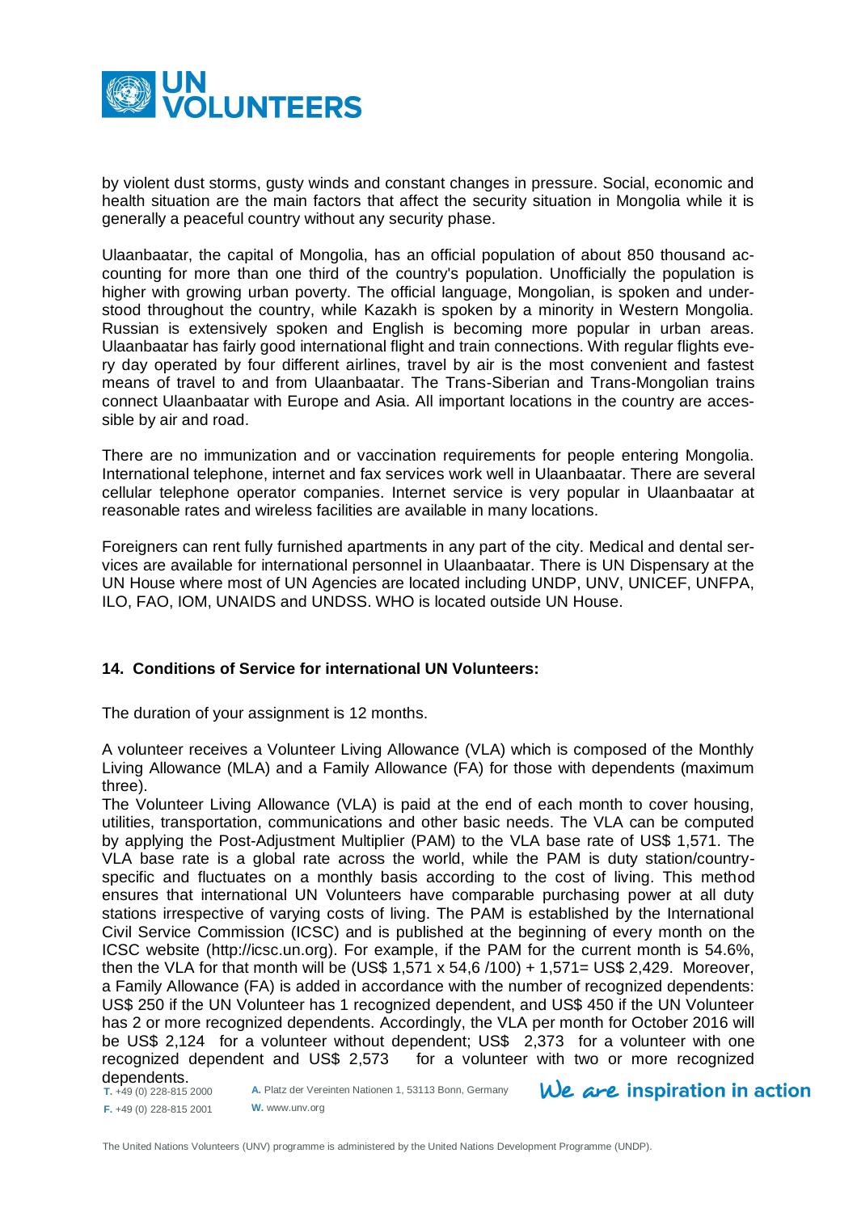by violent dust storms, gusty winds and constant changes in pressure. Social, economic and health situation are the main factors that affect the security situation in Mongolia while it is generally a peaceful country without any security phase.

Ulaanbaatar, the capital of Mongolia, has an official population of about 850 thousand accounting for more than one third of the country's population. Unofficially the population is higher with growing urban poverty. The official language, Mongolian, is spoken and understood throughout the country, while Kazakh is spoken by a minority in Western Mongolia. Russian is extensively spoken and English is becoming more popular in urban areas. Ulaanbaatar has fairly good international flight and train connections. With regular flights every day operated by four different airlines, travel by air is the most convenient and fastest means of travel to and from Ulaanbaatar. The Trans-Siberian and Trans-Mongolian trains connect Ulaanbaatar with Europe and Asia. All important locations in the country are accessible by air and road.

There are no immunization and or vaccination requirements for people entering Mongolia. International telephone, internet and fax services work well in Ulaanbaatar. There are several cellular telephone operator companies. Internet service is very popular in Ulaanbaatar at reasonable rates and wireless facilities are available in many locations.

Foreigners can rent fully furnished apartments in any part of the city. Medical and dental services are available for international personnel in Ulaanbaatar. There is UN Dispensary at the UN House where most of UN Agencies are located including UNDP, UNV, UNICEF, UNFPA, ILO, FAO, IOM, UNAIDS and UNDSS. WHO is located outside UN House.

## 14. Conditions of Service for international UN Volunteers:

The duration of your assignment is 12 months.

A volunteer receives a Volunteer Living Allowance (VLA) which is composed of the Monthly Living Allowance (MLA) and a Family Allowance (FA) for those with dependents (maximum three).

The Volunteer Living Allowance (VLA) is paid at the end of each month to cover housing, utilities, transportation, communications and other basic needs. The VLA can be computed by applying the Post-Adjustment Multiplier (PAM) to the VLA base rate of US$ 1,571. The VLA base rate is a global rate across the world, while the PAM is duty station/country-specific and fluctuates on a monthly basis according to the cost of living. This method ensures that international UN Volunteers have comparable purchasing power at all duty stations irrespective of varying costs of living. The PAM is established by the International Civil Service Commission (ICSC) and is published at the beginning of every month on the ICSC website (http://icsc.un.org). For example, if the PAM for the current month is 54.6%, then the VLA for that month will be (US$ 1,571 x 54,6 /100) + 1,571= US$ 2,429. Moreover, a Family Allowance (FA) is added in accordance with the number of recognized dependents: US$ 250 if the UN Volunteer has 1 recognized dependent, and US$ 450 if the UN Volunteer has 2 or more recognized dependents. Accordingly, the VLA per month for October 2016 will be US$ 2,124 for a volunteer without dependent; US$ 2,373 for a volunteer with one recognized dependent and US$ 2,573 for a volunteer with two or more recognized dependents.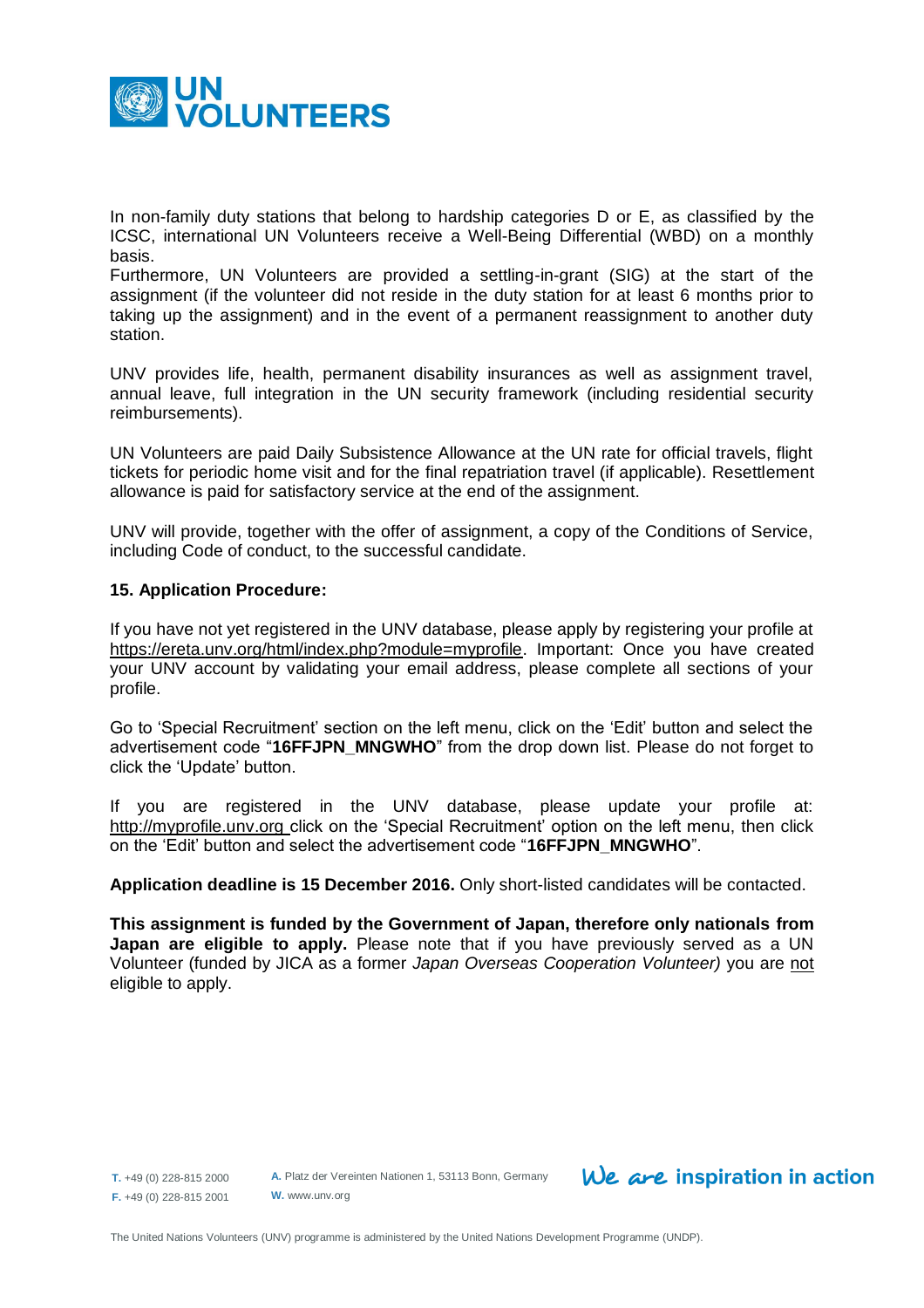In non-family duty stations that belong to hardship categories D or E, as classified by the ICSC, international UN Volunteers receive a Well-Being Differential (WBD) on a monthly basis.
Furthermore, UN Volunteers are provided a settling-in-grant (SIG) at the start of the assignment (if the volunteer did not reside in the duty station for at least 6 months prior to taking up the assignment) and in the event of a permanent reassignment to another duty station.

UNV provides life, health, permanent disability insurances as well as assignment travel, annual leave, full integration in the UN security framework (including residential security reimbursements).

UN Volunteers are paid Daily Subsistence Allowance at the UN rate for official travels, flight tickets for periodic home visit and for the final repatriation travel (if applicable). Resettlement allowance is paid for satisfactory service at the end of the assignment.

UNV will provide, together with the offer of assignment, a copy of the Conditions of Service, including Code of conduct, to the successful candidate.

**15. Application Procedure:**

If you have not yet registered in the UNV database, please apply by registering your profile at https://ereta.unv.org/html/index.php?module=myprofile. Important: Once you have created your UNV account by validating your email address, please complete all sections of your profile.

Go to 'Special Recruitment' section on the left menu, click on the 'Edit' button and select the advertisement code "**16FFJPN_MNGWHO**" from the drop down list. Please do not forget to click the 'Update' button.

If you are registered in the UNV database, please update your profile at: http://myprofile.unv.org click on the 'Special Recruitment' option on the left menu, then click on the 'Edit' button and select the advertisement code "**16FFJPN_MNGWHO**".

**Application deadline is 15 December 2016.** Only short-listed candidates will be contacted.

**This assignment is funded by the Government of Japan, therefore only nationals from Japan are eligible to apply.** Please note that if you have previously served as a UN Volunteer (funded by JICA as a former *Japan Overseas Cooperation Volunteer)* you are not eligible to apply.